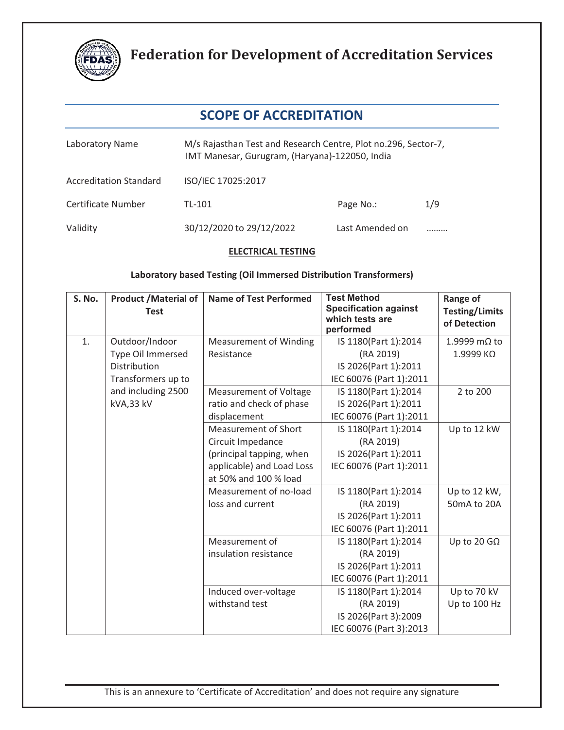# Federation for Development of Accreditation Services

## SCOPE OF ACCREDITATION

| | | | |
|---|---|---|---|
| Laboratory Name | M/s Rajasthan Test and Research Centre, Plot no.296, Sector-7, IMT Manesar, Gurugram, (Haryana)-122050, India | | |
| Accreditation Standard | ISO/IEC 17025:2017 | | |
| Certificate Number | TL-101 | Page No.: | 1/9 |
| Validity | 30/12/2020 to 29/12/2022 | Last Amended on | ……… |

**ELECTRICAL TESTING**

**Laboratory based Testing (Oil Immersed Distribution Transformers)**

| S. No. | Product /Material of Test | Name of Test Performed | Test Method Specification against which tests are performed | Range of Testing/Limits of Detection |
|---|---|---|---|---|
| 1. | Outdoor/Indoor Type Oil Immersed Distribution Transformers up to and including 2500 kVA,33 kV | Measurement of Winding Resistance | IS 1180(Part 1):2014 (RA 2019)<br>IS 2026(Part 1):2011<br>IEC 60076 (Part 1):2011 | 1.9999 mΩ to 1.9999 KΩ |
| | | Measurement of Voltage ratio and check of phase displacement | IS 1180(Part 1):2014<br>IS 2026(Part 1):2011<br>IEC 60076 (Part 1):2011 | 2 to 200 |
| | | Measurement of Short Circuit Impedance (principal tapping, when applicable) and Load Loss at 50% and 100 % load | IS 1180(Part 1):2014 (RA 2019)<br>IS 2026(Part 1):2011<br>IEC 60076 (Part 1):2011 | Up to 12 kW |
| | | Measurement of no-load loss and current | IS 1180(Part 1):2014 (RA 2019)<br>IS 2026(Part 1):2011<br>IEC 60076 (Part 1):2011 | Up to 12 kW, 50mA to 20A |
| | | Measurement of insulation resistance | IS 1180(Part 1):2014 (RA 2019)<br>IS 2026(Part 1):2011<br>IEC 60076 (Part 1):2011 | Up to 20 GΩ |
| | | Induced over-voltage withstand test | IS 1180(Part 1):2014 (RA 2019)<br>IS 2026(Part 3):2009<br>IEC 60076 (Part 3):2013 | Up to 70 kV<br>Up to 100 Hz |

This is an annexure to 'Certificate of Accreditation' and does not require any signature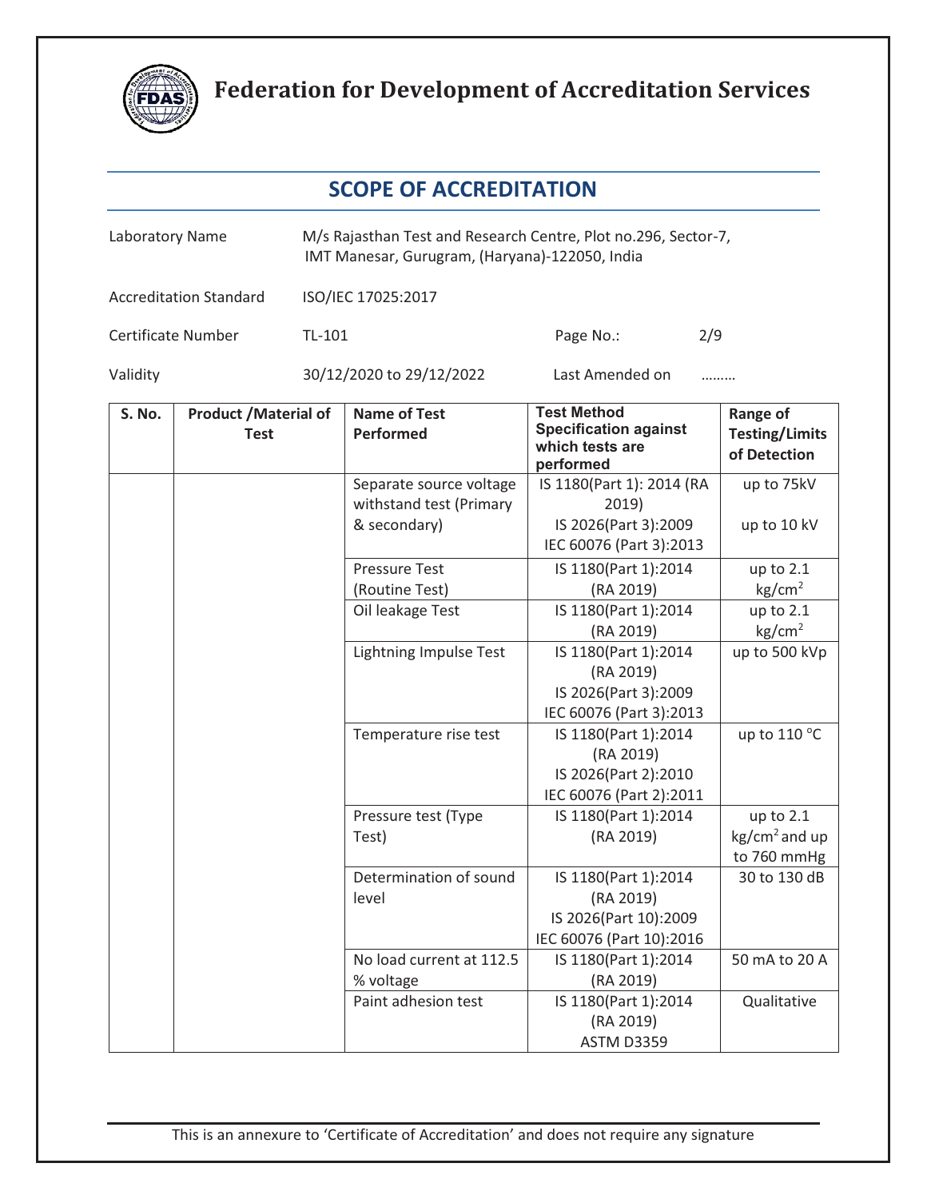# Federation for Development of Accreditation Services

## SCOPE OF ACCREDITATION

| | |
|---|---|
| Laboratory Name | M/s Rajasthan Test and Research Centre, Plot no.296, Sector-7, IMT Manesar, Gurugram, (Haryana)-122050, India |
| Accreditation Standard | ISO/IEC 17025:2017 |
| Certificate Number | TL-101 |
| Validity | 30/12/2020 to 29/12/2022 |
| Last Amended on | ……… |

| S. No. | Product /Material of Test | Name of Test Performed | Test Method Specification against which tests are performed | Range of Testing/Limits of Detection |
|---|---|---|---|---|
| | | Separate source voltage withstand test (Primary & secondary) | IS 1180(Part 1): 2014 (RA 2019)<br>IS 2026(Part 3):2009<br>IEC 60076 (Part 3):2013 | up to 75kV<br>up to 10 kV |
| | | Pressure Test (Routine Test) | IS 1180(Part 1):2014 (RA 2019) | up to 2.1 $kg/cm^2$ |
| | | Oil leakage Test | IS 1180(Part 1):2014 (RA 2019) | up to 2.1 $kg/cm^2$ |
| | | Lightning Impulse Test | IS 1180(Part 1):2014 (RA 2019)<br>IS 2026(Part 3):2009<br>IEC 60076 (Part 3):2013 | up to 500 kVp |
| | | Temperature rise test | IS 1180(Part 1):2014 (RA 2019)<br>IS 2026(Part 2):2010<br>IEC 60076 (Part 2):2011 | up to 110 °C |
| | | Pressure test (Type Test) | IS 1180(Part 1):2014 (RA 2019) | up to 2.1 $kg/cm^2$ and up to 760 mmHg |
| | | Determination of sound level | IS 1180(Part 1):2014 (RA 2019)<br>IS 2026(Part 10):2009<br>IEC 60076 (Part 10):2016 | 30 to 130 dB |
| | | No load current at 112.5 % voltage | IS 1180(Part 1):2014 (RA 2019) | 50 mA to 20 A |
| | | Paint adhesion test | IS 1180(Part 1):2014 (RA 2019)<br>ASTM D3359 | Qualitative |

This is an annexure to 'Certificate of Accreditation' and does not require any signature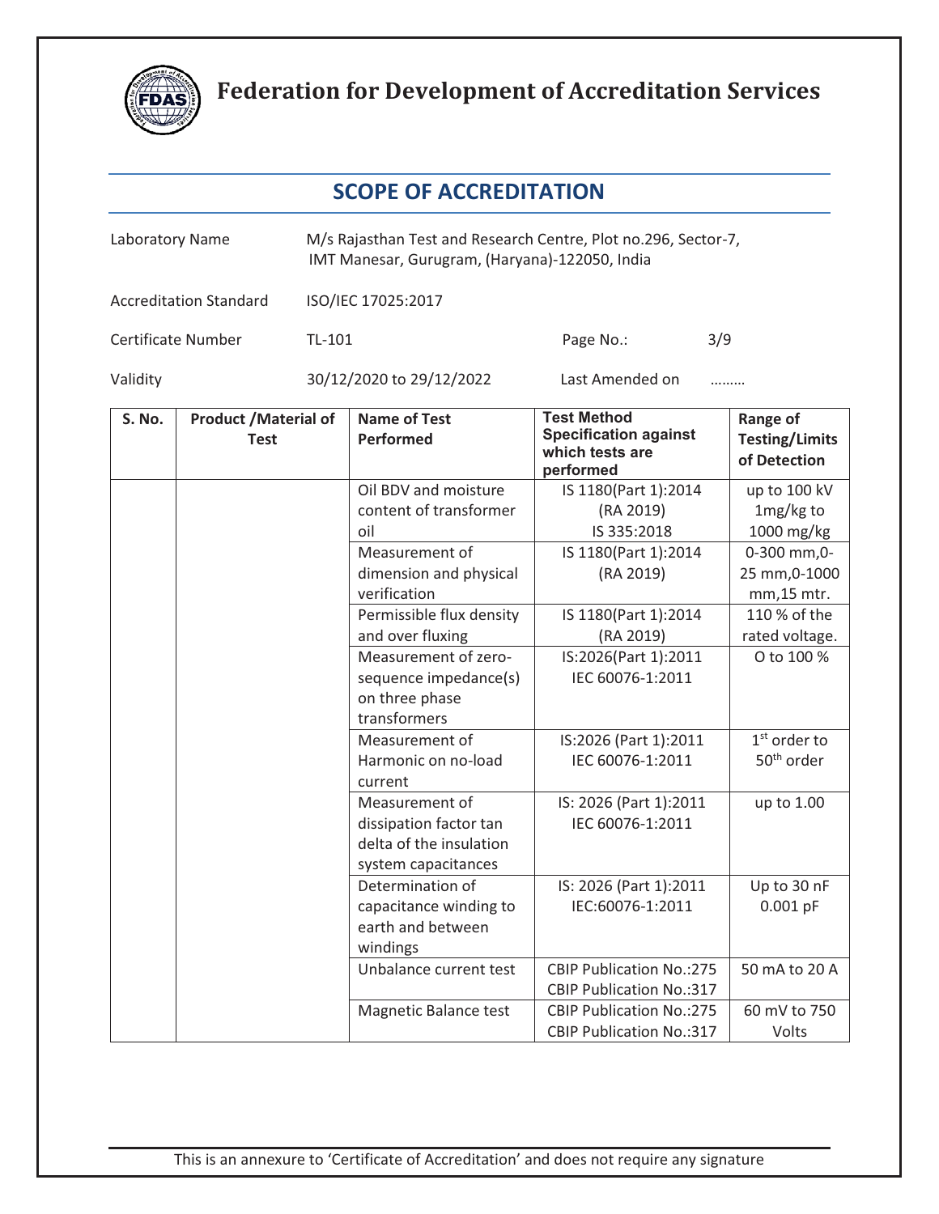# Federation for Development of Accreditation Services

## SCOPE OF ACCREDITATION

| | |
|---|---|
| Laboratory Name | M/s Rajasthan Test and Research Centre, Plot no.296, Sector-7, IMT Manesar, Gurugram, (Haryana)-122050, India |
| Accreditation Standard | ISO/IEC 17025:2017 |
| Certificate Number | TL-101 |
| Page No.: | 3/9 |
| Validity | 30/12/2020 to 29/12/2022 |
| Last Amended on | ……… |

| S. No. | Product /Material of Test | Name of Test Performed | Test Method Specification against which tests are performed | Range of Testing/Limits of Detection |
|---|---|---|---|---|
| | | Oil BDV and moisture content of transformer oil | IS 1180(Part 1):2014 (RA 2019) IS 335:2018 | up to 100 kV 1mg/kg to 1000 mg/kg |
| | | Measurement of dimension and physical verification | IS 1180(Part 1):2014 (RA 2019) | 0-300 mm,0-25 mm,0-1000 mm,15 mtr. |
| | | Permissible flux density and over fluxing | IS 1180(Part 1):2014 (RA 2019) | 110 % of the rated voltage. |
| | | Measurement of zero-sequence impedance(s) on three phase transformers | IS:2026(Part 1):2011 IEC 60076-1:2011 | O to 100 % |
| | | Measurement of Harmonic on no-load current | IS:2026 (Part 1):2011 IEC 60076-1:2011 | 1st order to 50th order |
| | | Measurement of dissipation factor tan delta of the insulation system capacitances | IS: 2026 (Part 1):2011 IEC 60076-1:2011 | up to 1.00 |
| | | Determination of capacitance winding to earth and between windings | IS: 2026 (Part 1):2011 IEC:60076-1:2011 | Up to 30 nF 0.001 pF |
| | | Unbalance current test | CBIP Publication No.:275 CBIP Publication No.:317 | 50 mA to 20 A |
| | | Magnetic Balance test | CBIP Publication No.:275 CBIP Publication No.:317 | 60 mV to 750 Volts |

This is an annexure to 'Certificate of Accreditation' and does not require any signature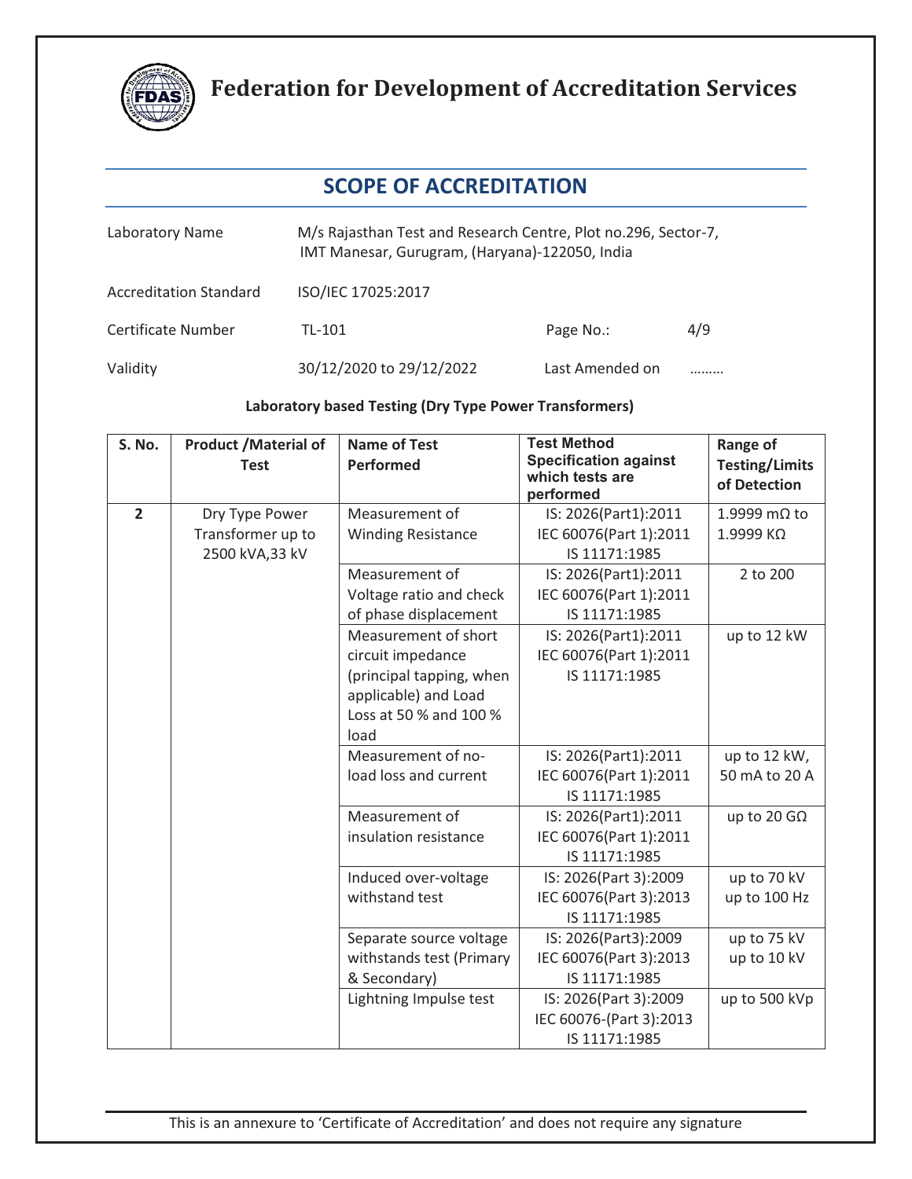# Federation for Development of Accreditation Services

## SCOPE OF ACCREDITATION

| | | | |
|---|---|---|---|
| Laboratory Name | M/s Rajasthan Test and Research Centre, Plot no.296, Sector-7, IMT Manesar, Gurugram, (Haryana)-122050, India | | |
| Accreditation Standard | ISO/IEC 17025:2017 | | |
| Certificate Number | TL-101 | Page No.: | 4/9 |
| Validity | 30/12/2020 to 29/12/2022 | Last Amended on | ……… |

**Laboratory based Testing (Dry Type Power Transformers)**

| S. No. | Product /Material of Test | Name of Test Performed | Test Method Specification against which tests are performed | Range of Testing/Limits of Detection |
|---|---|---|---|---|
| **2** | Dry Type Power Transformer up to 2500 kVA,33 kV | Measurement of Winding Resistance | IS: 2026(Part1):2011<br>IEC 60076(Part 1):2011<br>IS 11171:1985 | 1.9999 mΩ to 1.9999 KΩ |
| | | Measurement of Voltage ratio and check of phase displacement | IS: 2026(Part1):2011<br>IEC 60076(Part 1):2011<br>IS 11171:1985 | 2 to 200 |
| | | Measurement of short circuit impedance (principal tapping, when applicable) and Load Loss at 50 % and 100 % load | IS: 2026(Part1):2011<br>IEC 60076(Part 1):2011<br>IS 11171:1985 | up to 12 kW |
| | | Measurement of no-load loss and current | IS: 2026(Part1):2011<br>IEC 60076(Part 1):2011<br>IS 11171:1985 | up to 12 kW,<br>50 mA to 20 A |
| | | Measurement of insulation resistance | IS: 2026(Part1):2011<br>IEC 60076(Part 1):2011<br>IS 11171:1985 | up to 20 GΩ |
| | | Induced over-voltage withstand test | IS: 2026(Part 3):2009<br>IEC 60076(Part 3):2013<br>IS 11171:1985 | up to 70 kV<br>up to 100 Hz |
| | | Separate source voltage withstands test (Primary & Secondary) | IS: 2026(Part3):2009<br>IEC 60076(Part 3):2013<br>IS 11171:1985 | up to 75 kV<br>up to 10 kV |
| | | Lightning Impulse test | IS: 2026(Part 3):2009<br>IEC 60076-(Part 3):2013<br>IS 11171:1985 | up to 500 kVp |

This is an annexure to 'Certificate of Accreditation' and does not require any signature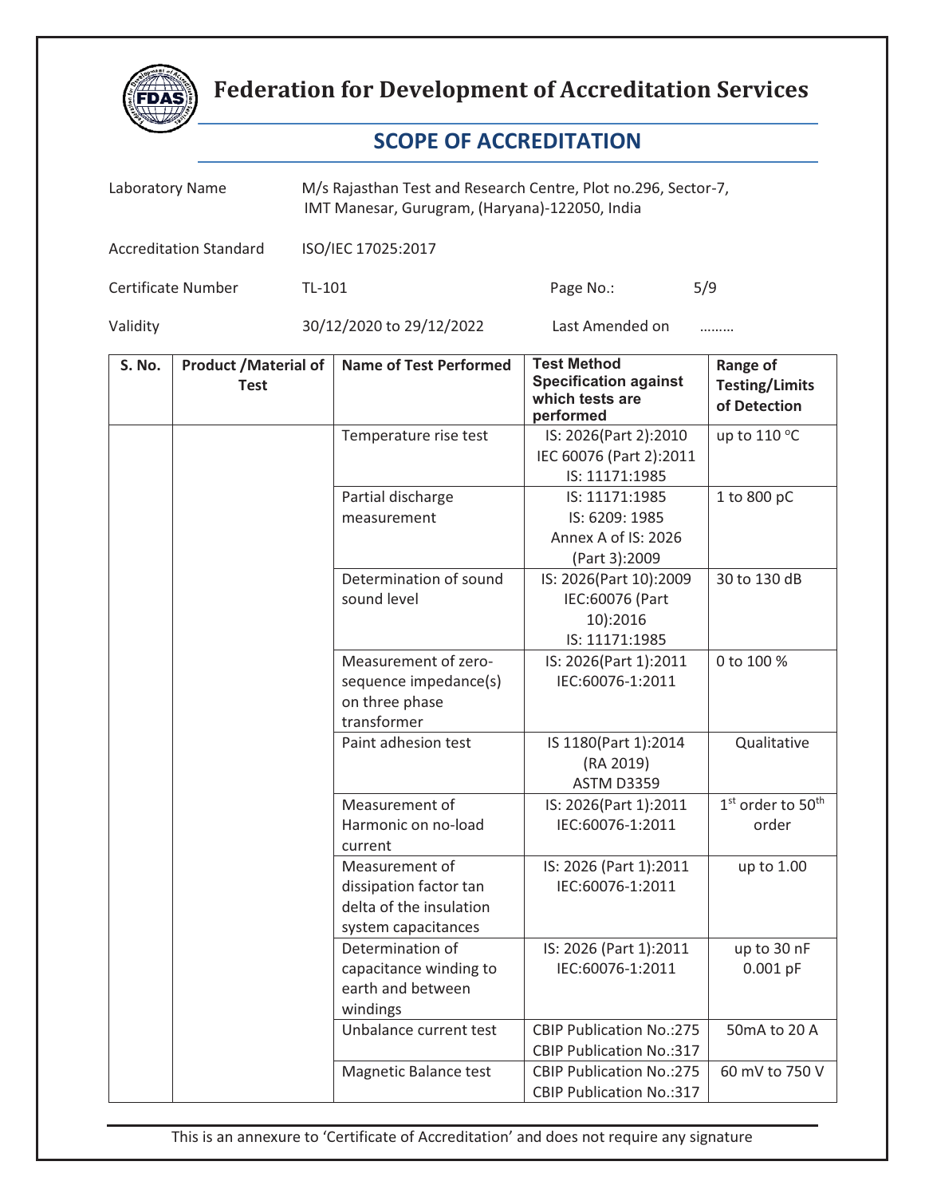# Federation for Development of Accreditation Services

## SCOPE OF ACCREDITATION

| | |
|---|---|
| Laboratory Name | M/s Rajasthan Test and Research Centre, Plot no.296, Sector-7, IMT Manesar, Gurugram, (Haryana)-122050, India |
| Accreditation Standard | ISO/IEC 17025:2017 |
| Certificate Number | TL-101 &nbsp;&nbsp;&nbsp; Page No.: 5/9 |
| Validity | 30/12/2020 to 29/12/2022 &nbsp;&nbsp;&nbsp; Last Amended on ……… |

| S. No. | Product /Material of Test | Name of Test Performed | Test Method Specification against which tests are performed | Range of Testing/Limits of Detection |
|---|---|---|---|---|
| | | Temperature rise test | IS: 2026(Part 2):2010<br>IEC 60076 (Part 2):2011<br>IS: 11171:1985 | up to 110 °C |
| | | Partial discharge measurement | IS: 11171:1985<br>IS: 6209: 1985<br>Annex A of IS: 2026 (Part 3):2009 | 1 to 800 pC |
| | | Determination of sound sound level | IS: 2026(Part 10):2009<br>IEC:60076 (Part 10):2016<br>IS: 11171:1985 | 30 to 130 dB |
| | | Measurement of zero-sequence impedance(s) on three phase transformer | IS: 2026(Part 1):2011<br>IEC:60076-1:2011 | 0 to 100 % |
| | | Paint adhesion test | IS 1180(Part 1):2014 (RA 2019)<br>ASTM D3359 | Qualitative |
| | | Measurement of Harmonic on no-load current | IS: 2026(Part 1):2011<br>IEC:60076-1:2011 | 1st order to 50th order |
| | | Measurement of dissipation factor tan delta of the insulation system capacitances | IS: 2026 (Part 1):2011<br>IEC:60076-1:2011 | up to 1.00 |
| | | Determination of capacitance winding to earth and between windings | IS: 2026 (Part 1):2011<br>IEC:60076-1:2011 | up to 30 nF<br>0.001 pF |
| | | Unbalance current test | CBIP Publication No.:275<br>CBIP Publication No.:317 | 50mA to 20 A |
| | | Magnetic Balance test | CBIP Publication No.:275<br>CBIP Publication No.:317 | 60 mV to 750 V |

This is an annexure to 'Certificate of Accreditation' and does not require any signature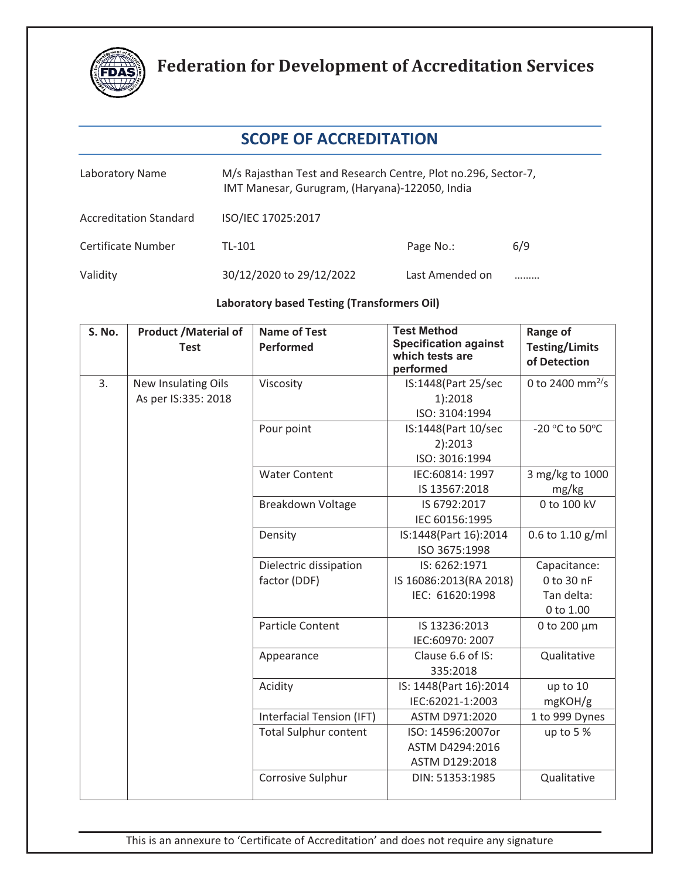# Federation for Development of Accreditation Services

## SCOPE OF ACCREDITATION

| | | | |
|---|---|---|---|
| Laboratory Name | M/s Rajasthan Test and Research Centre, Plot no.296, Sector-7, IMT Manesar, Gurugram, (Haryana)-122050, India | | |
| Accreditation Standard | ISO/IEC 17025:2017 | | |
| Certificate Number | TL-101 | Page No.: | 6/9 |
| Validity | 30/12/2020 to 29/12/2022 | Last Amended on | ……… |

**Laboratory based Testing (Transformers Oil)**

| S. No. | Product /Material of Test | Name of Test Performed | Test Method Specification against which tests are performed | Range of Testing/Limits of Detection |
|---|---|---|---|---|
| 3. | New Insulating Oils As per IS:335: 2018 | Viscosity | IS:1448(Part 25/sec 1):2018<br>ISO: 3104:1994 | 0 to 2400 $mm^2/s$ |
| | | Pour point | IS:1448(Part 10/sec 2):2013<br>ISO: 3016:1994 | -20 °C to 50°C |
| | | Water Content | IEC:60814: 1997<br>IS 13567:2018 | 3 mg/kg to 1000 mg/kg |
| | | Breakdown Voltage | IS 6792:2017<br>IEC 60156:1995 | 0 to 100 kV |
| | | Density | IS:1448(Part 16):2014<br>ISO 3675:1998 | 0.6 to 1.10 g/ml |
| | | Dielectric dissipation factor (DDF) | IS: 6262:1971<br>IS 16086:2013(RA 2018)<br>IEC: 61620:1998 | Capacitance: 0 to 30 nF<br>Tan delta: 0 to 1.00 |
| | | Particle Content | IS 13236:2013<br>IEC:60970: 2007 | 0 to 200 µm |
| | | Appearance | Clause 6.6 of IS: 335:2018 | Qualitative |
| | | Acidity | IS: 1448(Part 16):2014<br>IEC:62021-1:2003 | up to 10 mgKOH/g |
| | | Interfacial Tension (IFT) | ASTM D971:2020 | 1 to 999 Dynes |
| | | Total Sulphur content | ISO: 14596:2007or<br>ASTM D4294:2016<br>ASTM D129:2018 | up to 5 % |
| | | Corrosive Sulphur | DIN: 51353:1985 | Qualitative |

This is an annexure to 'Certificate of Accreditation' and does not require any signature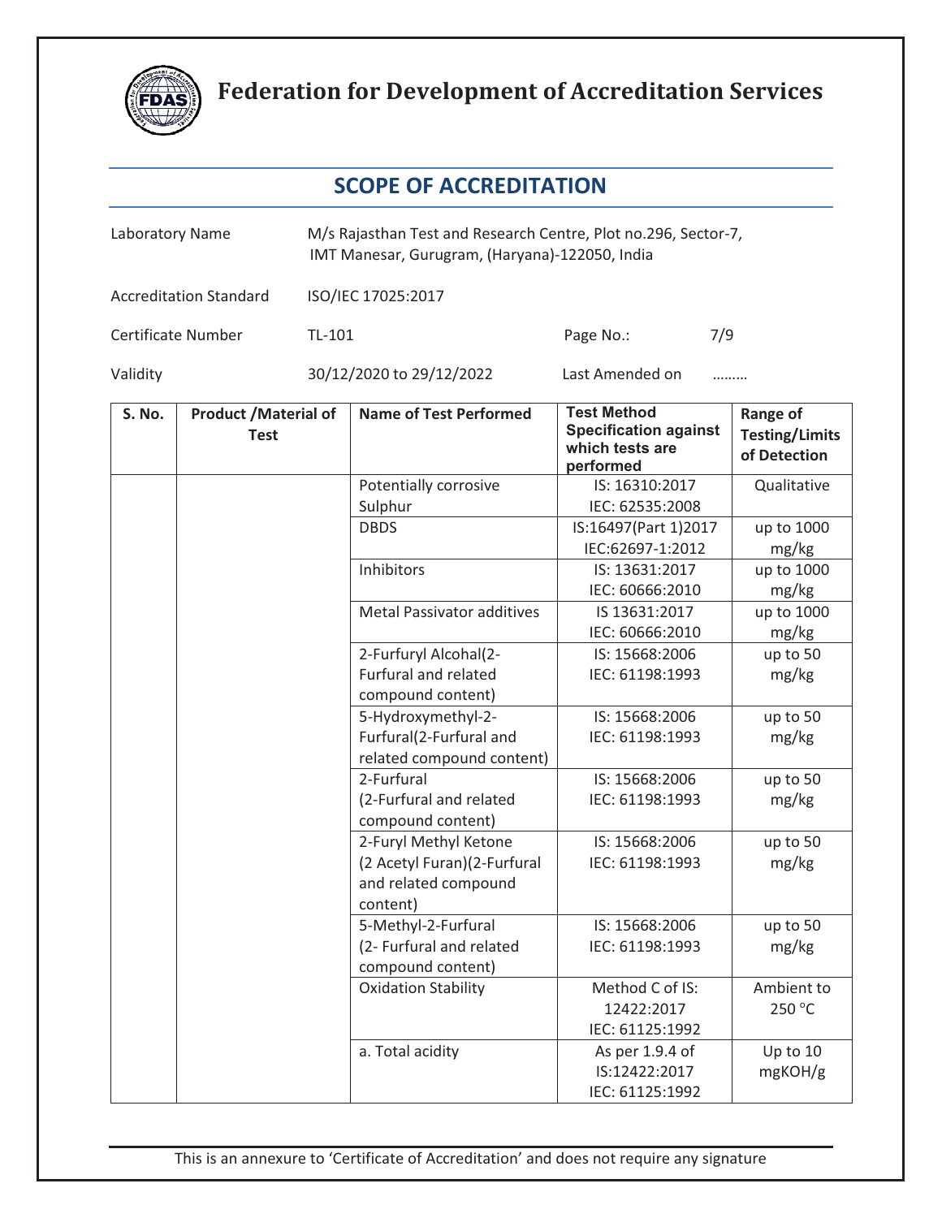# Federation for Development of Accreditation Services

## SCOPE OF ACCREDITATION

| | |
|---|---|
| Laboratory Name | M/s Rajasthan Test and Research Centre, Plot no.296, Sector-7, IMT Manesar, Gurugram, (Haryana)-122050, India |
| Accreditation Standard | ISO/IEC 17025:2017 |
| Certificate Number | TL-101 |
| Page No.: | 7/9 |
| Validity | 30/12/2020 to 29/12/2022 |
| Last Amended on | ……… |

| S. No. | Product /Material of Test | Name of Test Performed | Test Method Specification against which tests are performed | Range of Testing/Limits of Detection |
|---|---|---|---|---|
| | | Potentially corrosive Sulphur | IS: 16310:2017 IEC: 62535:2008 | Qualitative |
| | | DBDS | IS:16497(Part 1)2017 IEC:62697-1:2012 | up to 1000 mg/kg |
| | | Inhibitors | IS: 13631:2017 IEC: 60666:2010 | up to 1000 mg/kg |
| | | Metal Passivator additives | IS 13631:2017 IEC: 60666:2010 | up to 1000 mg/kg |
| | | 2-Furfuryl Alcohal(2-Furfural and related compound content) | IS: 15668:2006 IEC: 61198:1993 | up to 50 mg/kg |
| | | 5-Hydroxymethyl-2-Furfural(2-Furfural and related compound content) | IS: 15668:2006 IEC: 61198:1993 | up to 50 mg/kg |
| | | 2-Furfural (2-Furfural and related compound content) | IS: 15668:2006 IEC: 61198:1993 | up to 50 mg/kg |
| | | 2-Furyl Methyl Ketone (2 Acetyl Furan)(2-Furfural and related compound content) | IS: 15668:2006 IEC: 61198:1993 | up to 50 mg/kg |
| | | 5-Methyl-2-Furfural (2- Furfural and related compound content) | IS: 15668:2006 IEC: 61198:1993 | up to 50 mg/kg |
| | | Oxidation Stability | Method C of IS: 12422:2017 IEC: 61125:1992 | Ambient to 250 °C |
| | | a. Total acidity | As per 1.9.4 of IS:12422:2017 IEC: 61125:1992 | Up to 10 mgKOH/g |

This is an annexure to 'Certificate of Accreditation' and does not require any signature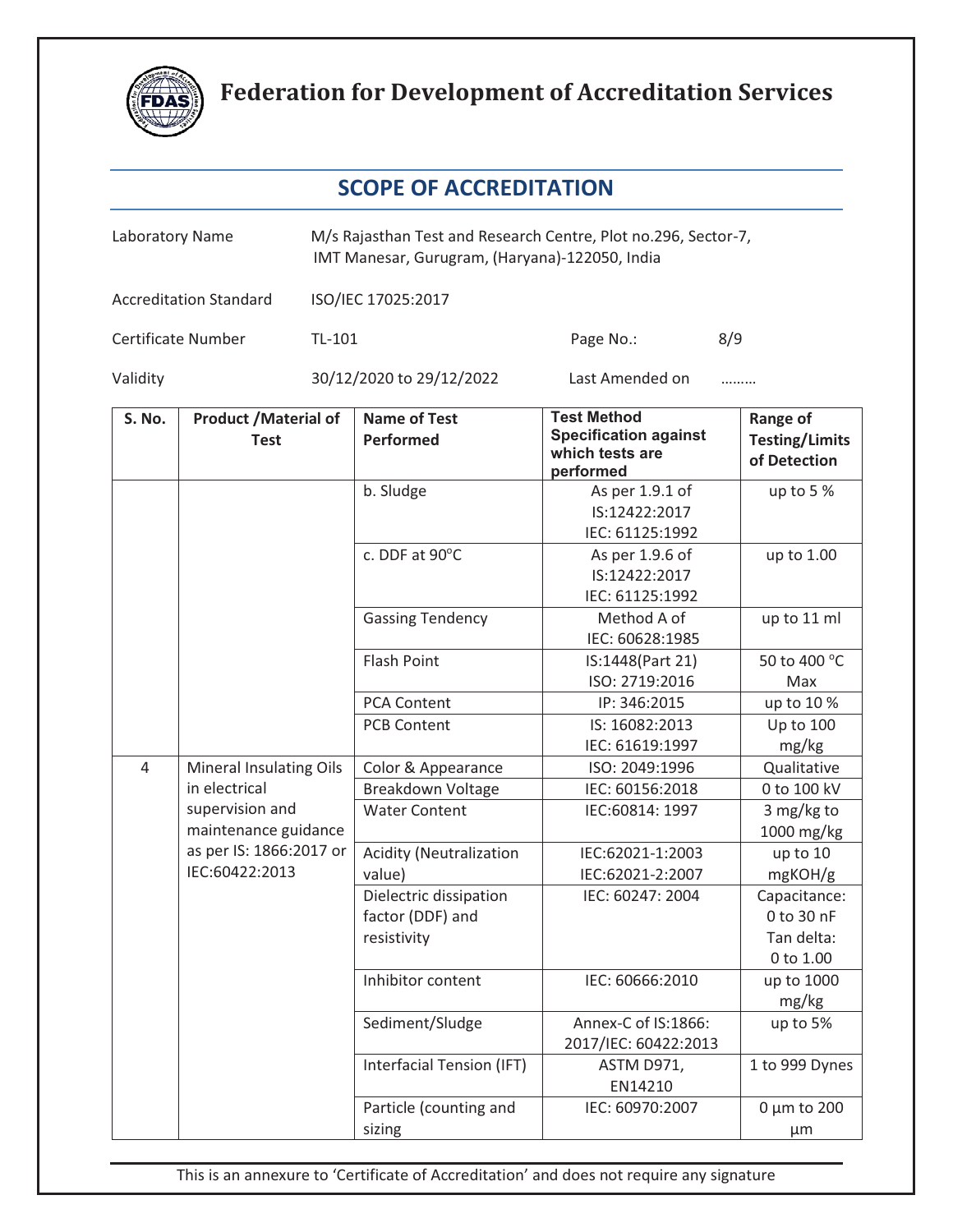# Federation for Development of Accreditation Services

## SCOPE OF ACCREDITATION

| | |
|---|---|
| Laboratory Name | M/s Rajasthan Test and Research Centre, Plot no.296, Sector-7, IMT Manesar, Gurugram, (Haryana)-122050, India |
| Accreditation Standard | ISO/IEC 17025:2017 |
| Certificate Number | TL-101 |
| Page No.: | 8/9 |
| Validity | 30/12/2020 to 29/12/2022 |
| Last Amended on | ……… |

| S. No. | Product /Material of Test | Name of Test Performed | Test Method Specification against which tests are performed | Range of Testing/Limits of Detection |
|---|---|---|---|---|
| | | b. Sludge | As per 1.9.1 of IS:12422:2017 IEC: 61125:1992 | up to 5 % |
| | | c. DDF at 90°C | As per 1.9.6 of IS:12422:2017 IEC: 61125:1992 | up to 1.00 |
| | | Gassing Tendency | Method A of IEC: 60628:1985 | up to 11 ml |
| | | Flash Point | IS:1448(Part 21) ISO: 2719:2016 | 50 to 400 °C Max |
| | | PCA Content | IP: 346:2015 | up to 10 % |
| | | PCB Content | IS: 16082:2013 IEC: 61619:1997 | Up to 100 mg/kg |
| 4 | Mineral Insulating Oils in electrical supervision and maintenance guidance as per IS: 1866:2017 or IEC:60422:2013 | Color & Appearance | ISO: 2049:1996 | Qualitative |
| | | Breakdown Voltage | IEC: 60156:2018 | 0 to 100 kV |
| | | Water Content | IEC:60814: 1997 | 3 mg/kg to 1000 mg/kg |
| | | Acidity (Neutralization value) | IEC:62021-1:2003 IEC:62021-2:2007 | up to 10 mgKOH/g |
| | | Dielectric dissipation factor (DDF) and resistivity | IEC: 60247: 2004 | Capacitance: 0 to 30 nF Tan delta: 0 to 1.00 |
| | | Inhibitor content | IEC: 60666:2010 | up to 1000 mg/kg |
| | | Sediment/Sludge | Annex-C of IS:1866: 2017/IEC: 60422:2013 | up to 5% |
| | | Interfacial Tension (IFT) | ASTM D971, EN14210 | 1 to 999 Dynes |
| | | Particle (counting and sizing | IEC: 60970:2007 | 0 µm to 200 µm |

This is an annexure to 'Certificate of Accreditation' and does not require any signature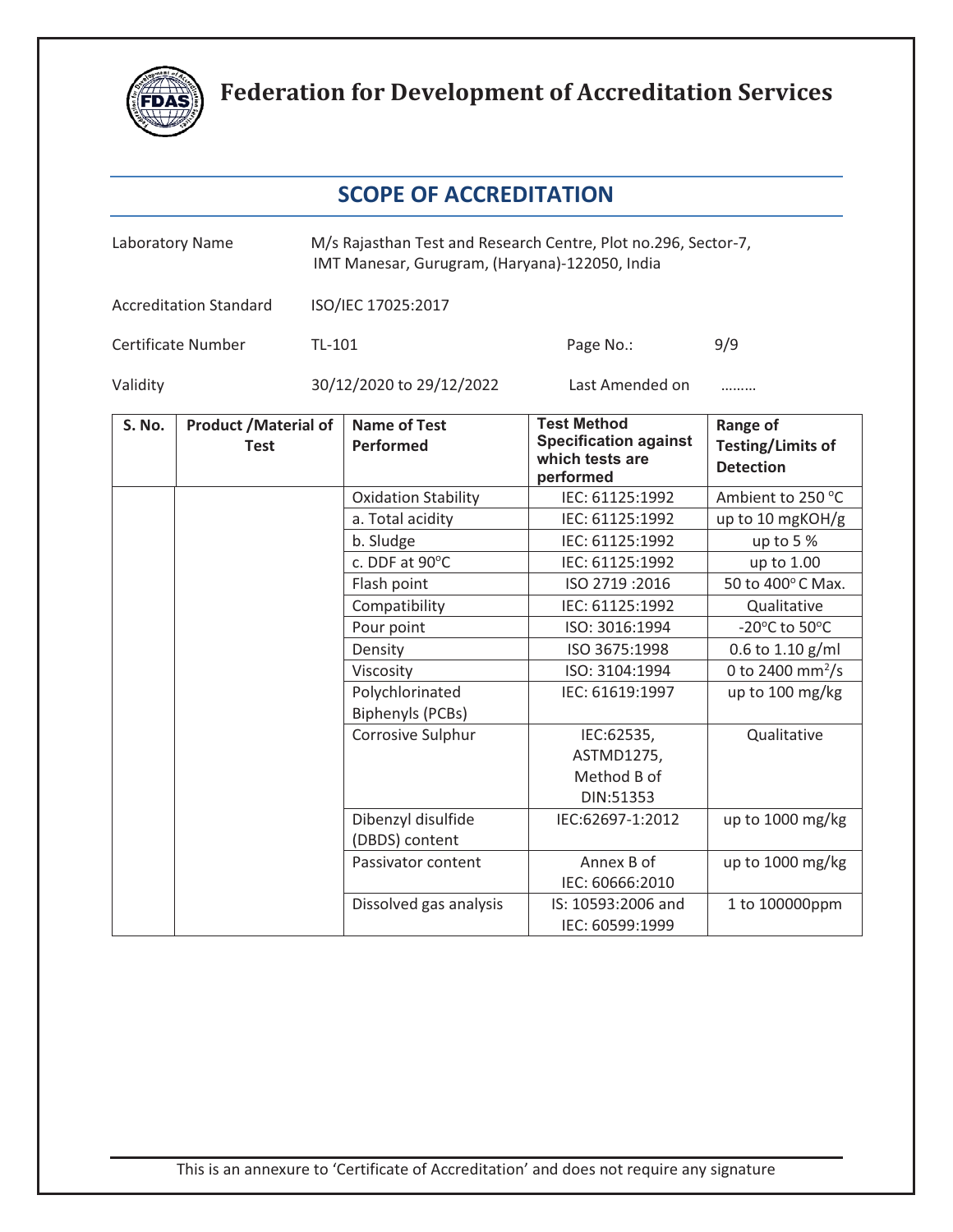# Federation for Development of Accreditation Services

## SCOPE OF ACCREDITATION

| | |
|---|---|
| Laboratory Name | M/s Rajasthan Test and Research Centre, Plot no.296, Sector-7, IMT Manesar, Gurugram, (Haryana)-122050, India |
| Accreditation Standard | ISO/IEC 17025:2017 |
| Certificate Number | TL-101 |
| Page No.: | 9/9 |
| Validity | 30/12/2020 to 29/12/2022 |
| Last Amended on | ……… |

| S. No. | Product /Material of Test | Name of Test Performed | Test Method Specification against which tests are performed | Range of Testing/Limits of Detection |
|---|---|---|---|---|
| | | Oxidation Stability | IEC: 61125:1992 | Ambient to 250 °C |
| | | a. Total acidity | IEC: 61125:1992 | up to 10 mgKOH/g |
| | | b. Sludge | IEC: 61125:1992 | up to 5 % |
| | | c. DDF at 90°C | IEC: 61125:1992 | up to 1.00 |
| | | Flash point | ISO 2719 :2016 | 50 to 400° C Max. |
| | | Compatibility | IEC: 61125:1992 | Qualitative |
| | | Pour point | ISO: 3016:1994 | -20°C to 50°C |
| | | Density | ISO 3675:1998 | 0.6 to 1.10 g/ml |
| | | Viscosity | ISO: 3104:1994 | 0 to 2400 $mm^2/s$ |
| | | Polychlorinated Biphenyls (PCBs) | IEC: 61619:1997 | up to 100 mg/kg |
| | | Corrosive Sulphur | IEC:62535, ASTMD1275, Method B of DIN:51353 | Qualitative |
| | | Dibenzyl disulfide (DBDS) content | IEC:62697-1:2012 | up to 1000 mg/kg |
| | | Passivator content | Annex B of IEC: 60666:2010 | up to 1000 mg/kg |
| | | Dissolved gas analysis | IS: 10593:2006 and IEC: 60599:1999 | 1 to 100000ppm |

This is an annexure to 'Certificate of Accreditation' and does not require any signature